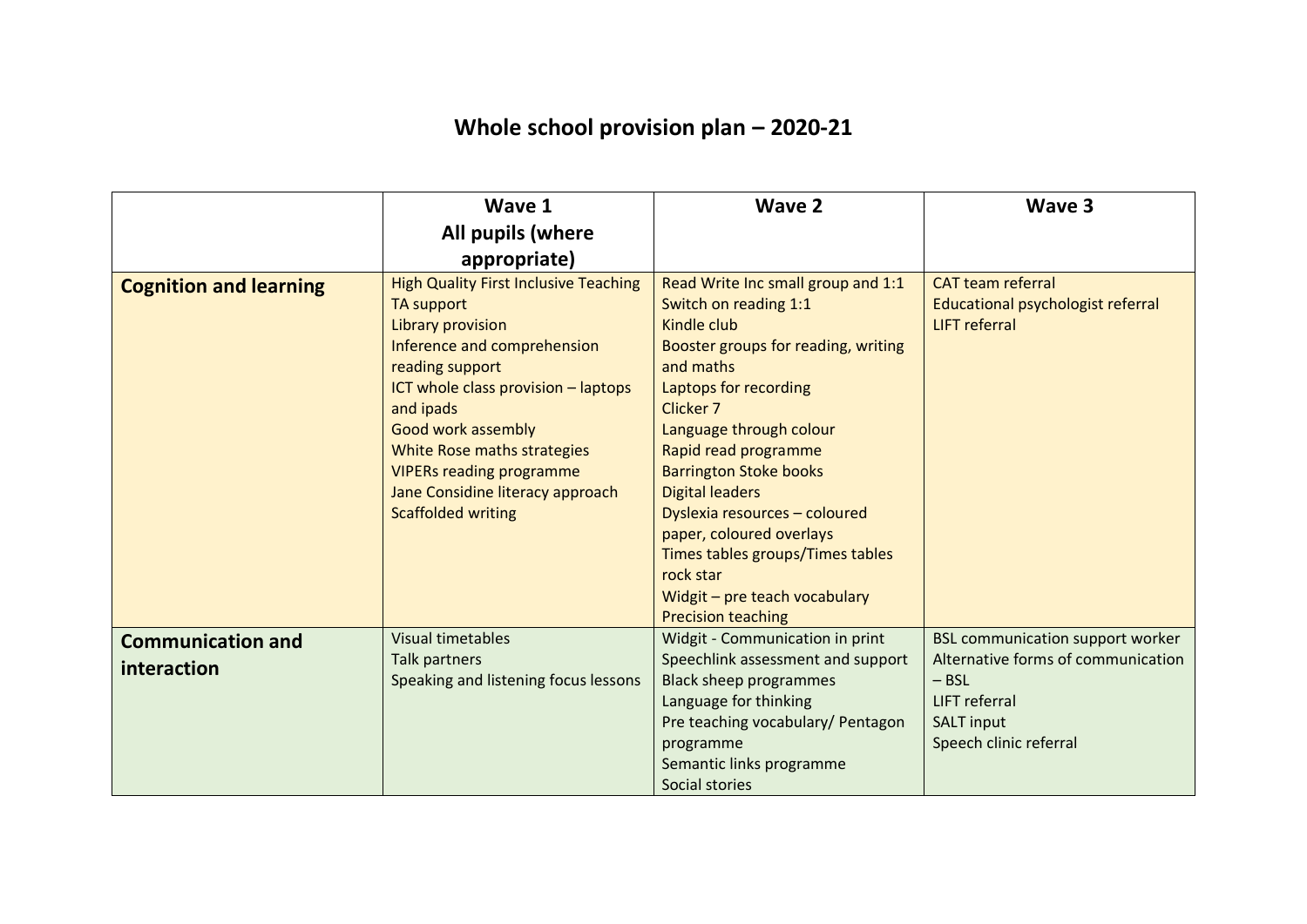# Whole school provision plan – 2020-21

| | Wave 1<br>All pupils (where appropriate) | Wave 2 | Wave 3 |
|---|---|---|---|
| **Cognition and learning** | High Quality First Inclusive Teaching<br>TA support<br>Library provision<br>Inference and comprehension reading support<br>ICT whole class provision – laptops and ipads<br>Good work assembly<br>White Rose maths strategies<br>VIPERs reading programme<br>Jane Considine literacy approach<br>Scaffolded writing | Read Write Inc small group and 1:1<br>Switch on reading 1:1<br>Kindle club<br>Booster groups for reading, writing and maths<br>Laptops for recording<br>Clicker 7<br>Language through colour<br>Rapid read programme<br>Barrington Stoke books<br>Digital leaders<br>Dyslexia resources – coloured paper, coloured overlays<br>Times tables groups/Times tables rock star<br>Widgit – pre teach vocabulary<br>Precision teaching | CAT team referral<br>Educational psychologist referral<br>LIFT referral |
| **Communication and interaction** | Visual timetables<br>Talk partners<br>Speaking and listening focus lessons | Widgit - Communication in print<br>Speechlink assessment and support<br>Black sheep programmes<br>Language for thinking<br>Pre teaching vocabulary/ Pentagon programme<br>Semantic links programme<br>Social stories | BSL communication support worker<br>Alternative forms of communication – BSL<br>LIFT referral<br>SALT input<br>Speech clinic referral |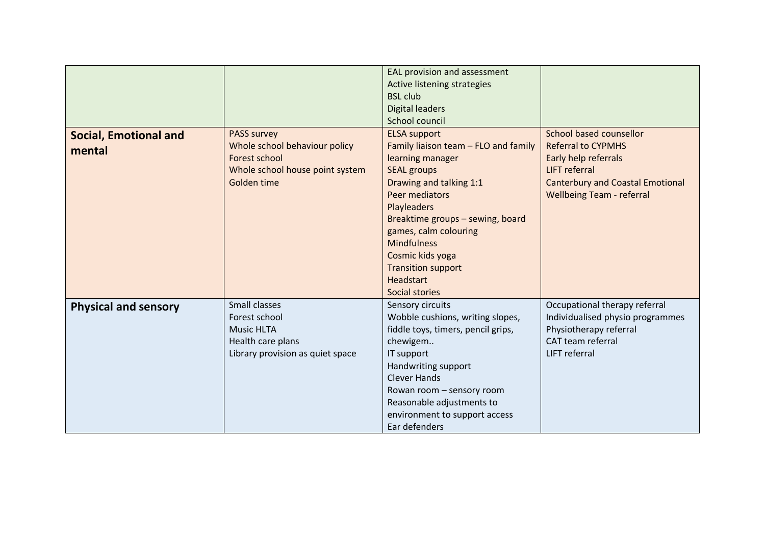| | | | |
|---|---|---|---|
| | | EAL provision and assessment<br>Active listening strategies<br>BSL club<br>Digital leaders<br>School council | |
| **Social, Emotional and mental** | PASS survey<br>Whole school behaviour policy<br>Forest school<br>Whole school house point system<br>Golden time | ELSA support<br>Family liaison team – FLO and family learning manager<br>SEAL groups<br>Drawing and talking 1:1<br>Peer mediators<br>Playleaders<br>Breaktime groups – sewing, board games, calm colouring<br>Mindfulness<br>Cosmic kids yoga<br>Transition support<br>Headstart<br>Social stories | School based counsellor<br>Referral to CYPMHS<br>Early help referrals<br>LIFT referral<br>Canterbury and Coastal Emotional Wellbeing Team - referral |
| **Physical and sensory** | Small classes<br>Forest school<br>Music HLTA<br>Health care plans<br>Library provision as quiet space | Sensory circuits<br>Wobble cushions, writing slopes, fiddle toys, timers, pencil grips, chewigem..<br>IT support<br>Handwriting support<br>Clever Hands<br>Rowan room – sensory room<br>Reasonable adjustments to environment to support access<br>Ear defenders | Occupational therapy referral<br>Individualised physio programmes<br>Physiotherapy referral<br>CAT team referral<br>LIFT referral |